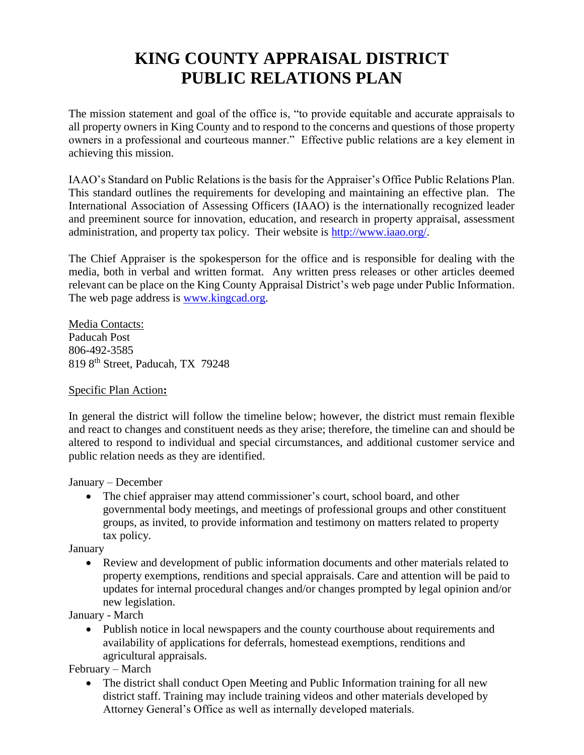# KING COUNTY APPRAISAL DISTRICT PUBLIC RELATIONS PLAN

The mission statement and goal of the office is, "to provide equitable and accurate appraisals to all property owners in King County and to respond to the concerns and questions of those property owners in a professional and courteous manner." Effective public relations are a key element in achieving this mission.

IAAO's Standard on Public Relations is the basis for the Appraiser's Office Public Relations Plan. This standard outlines the requirements for developing and maintaining an effective plan. The International Association of Assessing Officers (IAAO) is the internationally recognized leader and preeminent source for innovation, education, and research in property appraisal, assessment administration, and property tax policy. Their website is http://www.iaao.org/.

The Chief Appraiser is the spokesperson for the office and is responsible for dealing with the media, both in verbal and written format. Any written press releases or other articles deemed relevant can be place on the King County Appraisal District's web page under Public Information. The web page address is www.kingcad.org.

Media Contacts:
Paducah Post
806-492-3585
819 8th Street, Paducah, TX 79248

Specific Plan Action**:**

In general the district will follow the timeline below; however, the district must remain flexible and react to changes and constituent needs as they arise; therefore, the timeline can and should be altered to respond to individual and special circumstances, and additional customer service and public relation needs as they are identified.

January – December

- The chief appraiser may attend commissioner's court, school board, and other governmental body meetings, and meetings of professional groups and other constituent groups, as invited, to provide information and testimony on matters related to property tax policy.

January

- Review and development of public information documents and other materials related to property exemptions, renditions and special appraisals. Care and attention will be paid to updates for internal procedural changes and/or changes prompted by legal opinion and/or new legislation.

January - March

- Publish notice in local newspapers and the county courthouse about requirements and availability of applications for deferrals, homestead exemptions, renditions and agricultural appraisals.

February – March

- The district shall conduct Open Meeting and Public Information training for all new district staff. Training may include training videos and other materials developed by Attorney General's Office as well as internally developed materials.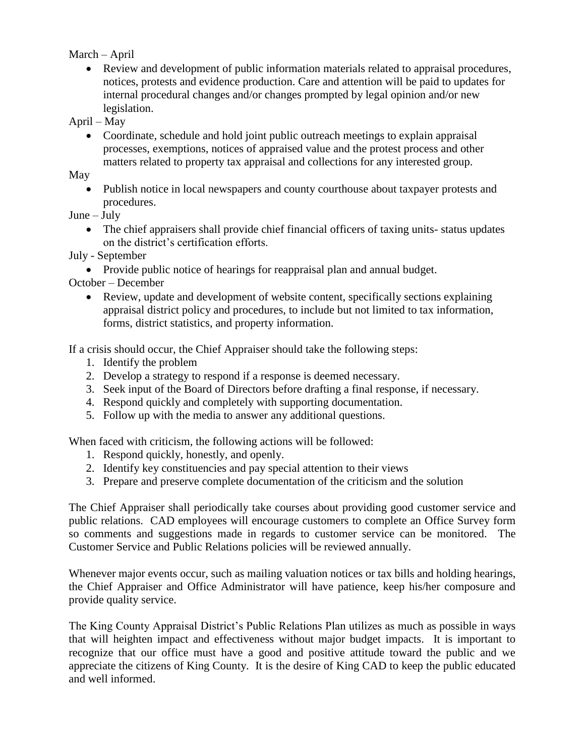March – April

- Review and development of public information materials related to appraisal procedures, notices, protests and evidence production. Care and attention will be paid to updates for internal procedural changes and/or changes prompted by legal opinion and/or new legislation.

April – May

- Coordinate, schedule and hold joint public outreach meetings to explain appraisal processes, exemptions, notices of appraised value and the protest process and other matters related to property tax appraisal and collections for any interested group.

May

- Publish notice in local newspapers and county courthouse about taxpayer protests and procedures.

June – July

- The chief appraisers shall provide chief financial officers of taxing units- status updates on the district's certification efforts.

July - September

- Provide public notice of hearings for reappraisal plan and annual budget.

October – December

- Review, update and development of website content, specifically sections explaining appraisal district policy and procedures, to include but not limited to tax information, forms, district statistics, and property information.

If a crisis should occur, the Chief Appraiser should take the following steps:

1. Identify the problem
2. Develop a strategy to respond if a response is deemed necessary.
3. Seek input of the Board of Directors before drafting a final response, if necessary.
4. Respond quickly and completely with supporting documentation.
5. Follow up with the media to answer any additional questions.

When faced with criticism, the following actions will be followed:

1. Respond quickly, honestly, and openly.
2. Identify key constituencies and pay special attention to their views
3. Prepare and preserve complete documentation of the criticism and the solution

The Chief Appraiser shall periodically take courses about providing good customer service and public relations. CAD employees will encourage customers to complete an Office Survey form so comments and suggestions made in regards to customer service can be monitored. The Customer Service and Public Relations policies will be reviewed annually.

Whenever major events occur, such as mailing valuation notices or tax bills and holding hearings, the Chief Appraiser and Office Administrator will have patience, keep his/her composure and provide quality service.

The King County Appraisal District's Public Relations Plan utilizes as much as possible in ways that will heighten impact and effectiveness without major budget impacts. It is important to recognize that our office must have a good and positive attitude toward the public and we appreciate the citizens of King County. It is the desire of King CAD to keep the public educated and well informed.